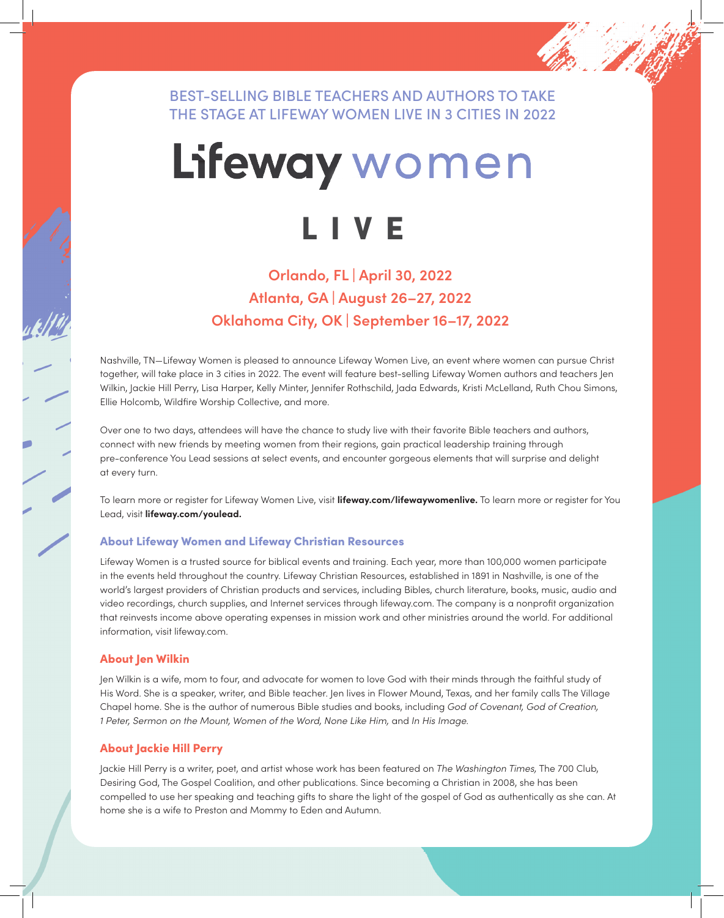BEST-SELLING BIBLE TEACHERS AND AUTHORS TO TAKE THE STAGE AT LIFEWAY WOMEN LIVE IN 3 CITIES IN 2022

# Lifeway women

# LIVE

**Orlando, FL | April 30, 2022**
**Atlanta, GA | August 26–27, 2022**
**Oklahoma City, OK | September 16–17, 2022**

Nashville, TN—Lifeway Women is pleased to announce Lifeway Women Live, an event where women can pursue Christ together, will take place in 3 cities in 2022. The event will feature best-selling Lifeway Women authors and teachers Jen Wilkin, Jackie Hill Perry, Lisa Harper, Kelly Minter, Jennifer Rothschild, Jada Edwards, Kristi McLelland, Ruth Chou Simons, Ellie Holcomb, Wildfire Worship Collective, and more.

Over one to two days, attendees will have the chance to study live with their favorite Bible teachers and authors, connect with new friends by meeting women from their regions, gain practical leadership training through pre-conference You Lead sessions at select events, and encounter gorgeous elements that will surprise and delight at every turn.

To learn more or register for Lifeway Women Live, visit **lifeway.com/lifewaywomenlive.** To learn more or register for You Lead, visit **lifeway.com/youlead.**

### About Lifeway Women and Lifeway Christian Resources

Lifeway Women is a trusted source for biblical events and training. Each year, more than 100,000 women participate in the events held throughout the country. Lifeway Christian Resources, established in 1891 in Nashville, is one of the world's largest providers of Christian products and services, including Bibles, church literature, books, music, audio and video recordings, church supplies, and Internet services through lifeway.com. The company is a nonprofit organization that reinvests income above operating expenses in mission work and other ministries around the world. For additional information, visit lifeway.com.

### About Jen Wilkin

Jen Wilkin is a wife, mom to four, and advocate for women to love God with their minds through the faithful study of His Word. She is a speaker, writer, and Bible teacher. Jen lives in Flower Mound, Texas, and her family calls The Village Chapel home. She is the author of numerous Bible studies and books, including *God of Covenant, God of Creation, 1 Peter, Sermon on the Mount, Women of the Word, None Like Him,* and *In His Image.*

### About Jackie Hill Perry

Jackie Hill Perry is a writer, poet, and artist whose work has been featured on *The Washington Times,* The 700 Club, Desiring God, The Gospel Coalition, and other publications. Since becoming a Christian in 2008, she has been compelled to use her speaking and teaching gifts to share the light of the gospel of God as authentically as she can. At home she is a wife to Preston and Mommy to Eden and Autumn.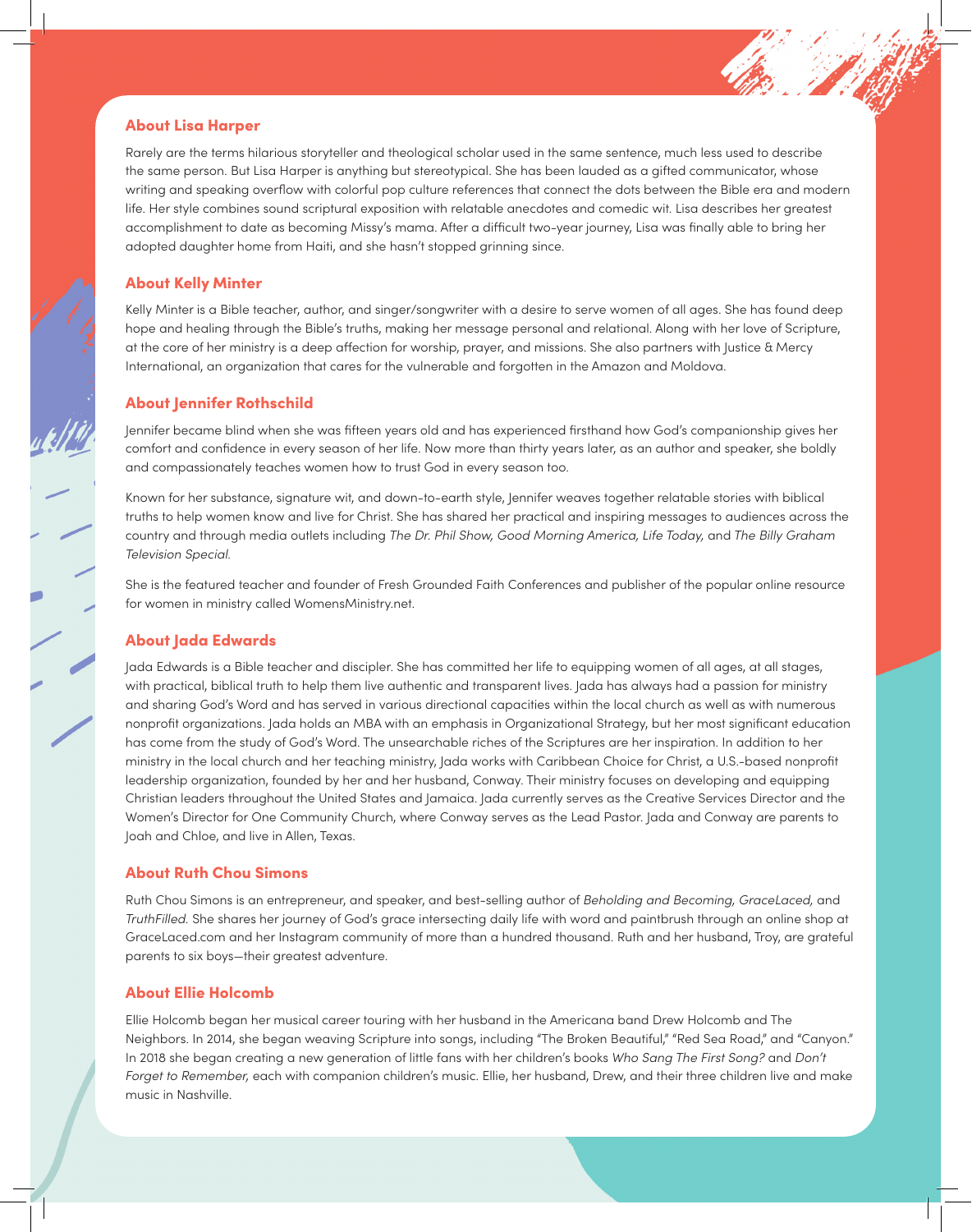## About Lisa Harper

Rarely are the terms hilarious storyteller and theological scholar used in the same sentence, much less used to describe the same person. But Lisa Harper is anything but stereotypical. She has been lauded as a gifted communicator, whose writing and speaking overflow with colorful pop culture references that connect the dots between the Bible era and modern life. Her style combines sound scriptural exposition with relatable anecdotes and comedic wit. Lisa describes her greatest accomplishment to date as becoming Missy's mama. After a difficult two-year journey, Lisa was finally able to bring her adopted daughter home from Haiti, and she hasn't stopped grinning since.

## About Kelly Minter

Kelly Minter is a Bible teacher, author, and singer/songwriter with a desire to serve women of all ages. She has found deep hope and healing through the Bible's truths, making her message personal and relational. Along with her love of Scripture, at the core of her ministry is a deep affection for worship, prayer, and missions. She also partners with Justice & Mercy International, an organization that cares for the vulnerable and forgotten in the Amazon and Moldova.

## About Jennifer Rothschild

Jennifer became blind when she was fifteen years old and has experienced firsthand how God's companionship gives her comfort and confidence in every season of her life. Now more than thirty years later, as an author and speaker, she boldly and compassionately teaches women how to trust God in every season too.

Known for her substance, signature wit, and down-to-earth style, Jennifer weaves together relatable stories with biblical truths to help women know and live for Christ. She has shared her practical and inspiring messages to audiences across the country and through media outlets including *The Dr. Phil Show, Good Morning America, Life Today,* and *The Billy Graham Television Special.*

She is the featured teacher and founder of Fresh Grounded Faith Conferences and publisher of the popular online resource for women in ministry called WomensMinistry.net.

## About Jada Edwards

Jada Edwards is a Bible teacher and discipler. She has committed her life to equipping women of all ages, at all stages, with practical, biblical truth to help them live authentic and transparent lives. Jada has always had a passion for ministry and sharing God's Word and has served in various directional capacities within the local church as well as with numerous nonprofit organizations. Jada holds an MBA with an emphasis in Organizational Strategy, but her most significant education has come from the study of God's Word. The unsearchable riches of the Scriptures are her inspiration. In addition to her ministry in the local church and her teaching ministry, Jada works with Caribbean Choice for Christ, a U.S.-based nonprofit leadership organization, founded by her and her husband, Conway. Their ministry focuses on developing and equipping Christian leaders throughout the United States and Jamaica. Jada currently serves as the Creative Services Director and the Women's Director for One Community Church, where Conway serves as the Lead Pastor. Jada and Conway are parents to Joah and Chloe, and live in Allen, Texas.

## About Ruth Chou Simons

Ruth Chou Simons is an entrepreneur, and speaker, and best-selling author of *Beholding and Becoming, GraceLaced,* and *TruthFilled.* She shares her journey of God's grace intersecting daily life with word and paintbrush through an online shop at GraceLaced.com and her Instagram community of more than a hundred thousand. Ruth and her husband, Troy, are grateful parents to six boys—their greatest adventure.

## About Ellie Holcomb

Ellie Holcomb began her musical career touring with her husband in the Americana band Drew Holcomb and The Neighbors. In 2014, she began weaving Scripture into songs, including "The Broken Beautiful," "Red Sea Road," and "Canyon." In 2018 she began creating a new generation of little fans with her children's books *Who Sang The First Song?* and *Don't Forget to Remember,* each with companion children's music. Ellie, her husband, Drew, and their three children live and make music in Nashville.